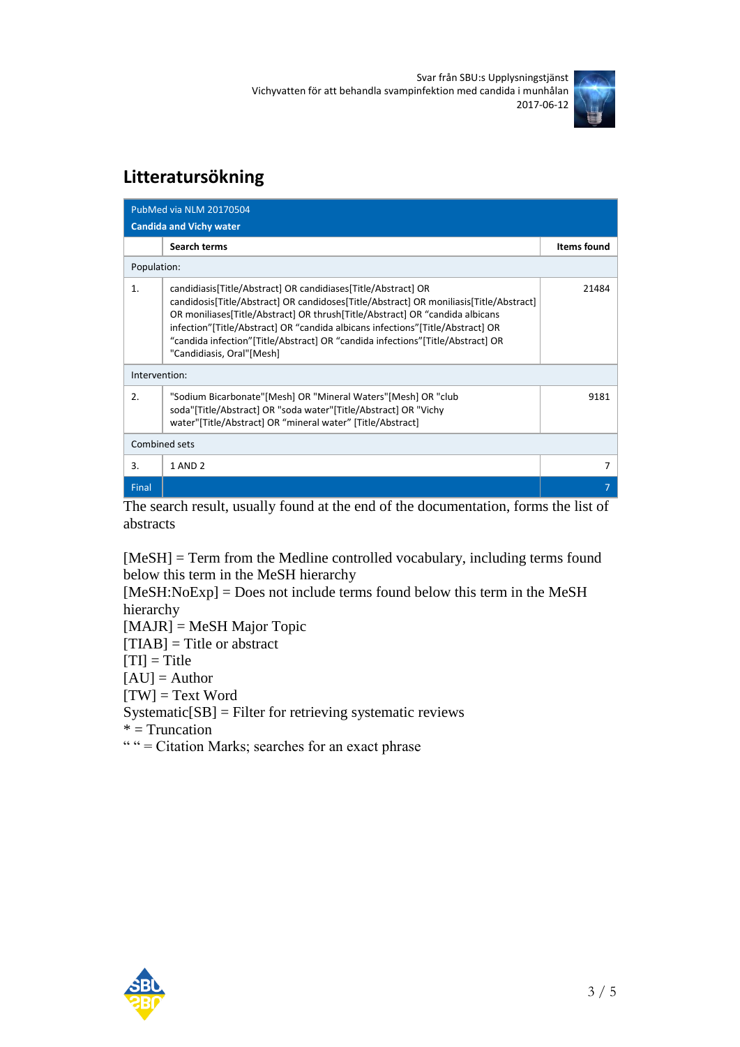## Litteratursökning

| PubMed via NLM 20170504<br>**Candida and Vichy water** | | |
|---|---|---|
| | **Search terms** | **Items found** |
| Population: | | |
| 1. | candidiasis[Title/Abstract] OR candidiases[Title/Abstract] OR candidosis[Title/Abstract] OR candidoses[Title/Abstract] OR moniliasis[Title/Abstract] OR moniliases[Title/Abstract] OR thrush[Title/Abstract] OR "candida albicans infection"[Title/Abstract] OR "candida albicans infections"[Title/Abstract] OR "candida infection"[Title/Abstract] OR "candida infections"[Title/Abstract] OR "Candidiasis, Oral"[Mesh] | 21484 |
| Intervention: | | |
| 2. | "Sodium Bicarbonate"[Mesh] OR "Mineral Waters"[Mesh] OR "club soda"[Title/Abstract] OR "soda water"[Title/Abstract] OR "Vichy water"[Title/Abstract] OR "mineral water" [Title/Abstract] | 9181 |
| Combined sets | | |
| 3. | 1 AND 2 | 7 |
| Final | | 7 |

The search result, usually found at the end of the documentation, forms the list of abstracts

[MeSH] = Term from the Medline controlled vocabulary, including terms found below this term in the MeSH hierarchy
[MeSH:NoExp] = Does not include terms found below this term in the MeSH hierarchy
[MAJR] = MeSH Major Topic
[TIAB] = Title or abstract
[TI] = Title
[AU] = Author
[TW] = Text Word
Systematic[SB] = Filter for retrieving systematic reviews
* = Truncation
" " = Citation Marks; searches for an exact phrase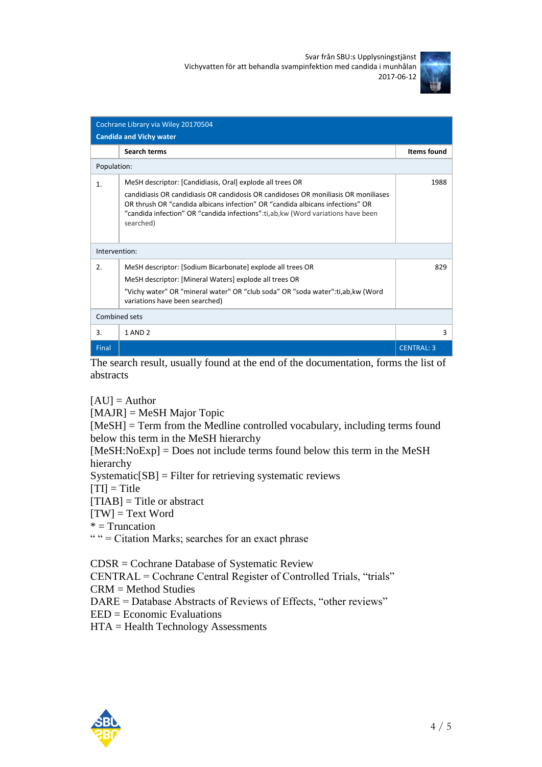| Cochrane Library via Wiley 20170504 **Candida and Vichy water** | | |
|---|---|---|
| | **Search terms** | **Items found** |
| Population: | | |
| 1. | MeSH descriptor: [Candidiasis, Oral] explode all trees OR candidiasis OR candidiasis OR candidosis OR candidoses OR moniliasis OR moniliases OR thrush OR "candida albicans infection" OR "candida albicans infections" OR "candida infection" OR "candida infections":ti,ab,kw (Word variations have been searched) | 1988 |
| Intervention: | | |
| 2. | MeSH descriptor: [Sodium Bicarbonate] explode all trees OR MeSH descriptor: [Mineral Waters] explode all trees OR "Vichy water" OR "mineral water" OR "club soda" OR "soda water":ti,ab,kw (Word variations have been searched) | 829 |
| Combined sets | | |
| 3. | 1 AND 2 | 3 |
| Final | | CENTRAL: 3 |

The search result, usually found at the end of the documentation, forms the list of abstracts

[AU] = Author
[MAJR] = MeSH Major Topic
[MeSH] = Term from the Medline controlled vocabulary, including terms found below this term in the MeSH hierarchy
[MeSH:NoExp] = Does not include terms found below this term in the MeSH hierarchy
Systematic[SB] = Filter for retrieving systematic reviews
[TI] = Title
[TIAB] = Title or abstract
[TW] = Text Word
* = Truncation
" " = Citation Marks; searches for an exact phrase

CDSR = Cochrane Database of Systematic Review
CENTRAL = Cochrane Central Register of Controlled Trials, "trials"
CRM = Method Studies
DARE = Database Abstracts of Reviews of Effects, "other reviews"
EED = Economic Evaluations
HTA = Health Technology Assessments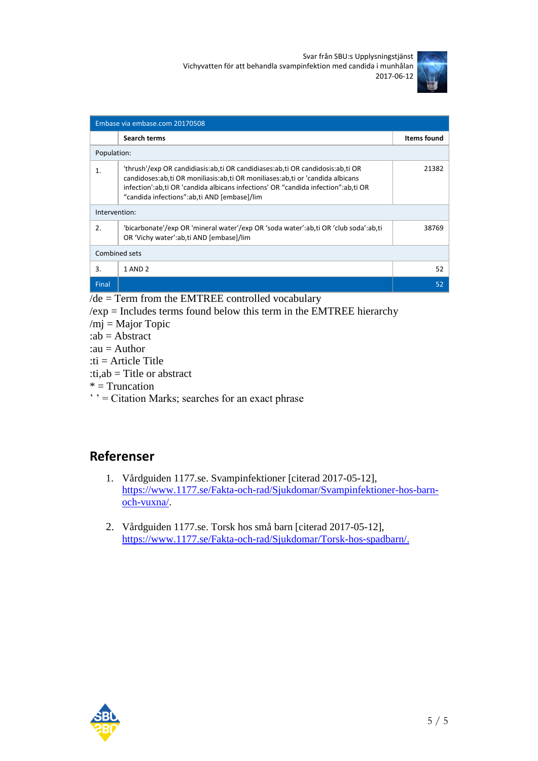| Embase via embase.com 20170508 | | |
|---|---|---|
| | **Search terms** | **Items found** |
| Population: | | |
| 1. | 'thrush'/exp OR candidiasis:ab,ti OR candidiases:ab,ti OR candidosis:ab,ti OR candidoses:ab,ti OR moniliasis:ab,ti OR moniliases:ab,ti or 'candida albicans infection':ab,ti OR 'candida albicans infections' OR "candida infection":ab,ti OR "candida infections":ab,ti AND [embase]/lim | 21382 |
| Intervention: | | |
| 2. | 'bicarbonate'/exp OR 'mineral water'/exp OR 'soda water':ab,ti OR 'club soda':ab,ti OR 'Vichy water':ab,ti AND [embase]/lim | 38769 |
| Combined sets | | |
| 3. | 1 AND 2 | 52 |
| Final | | 52 |

/de = Term from the EMTREE controlled vocabulary
/exp = Includes terms found below this term in the EMTREE hierarchy
/mj = Major Topic
:ab = Abstract
:au = Author
:ti = Article Title
:ti,ab = Title or abstract
* = Truncation
' ' = Citation Marks; searches for an exact phrase

## Referenser

1. Vårdguiden 1177.se. Svampinfektioner [citerad 2017-05-12], https://www.1177.se/Fakta-och-rad/Sjukdomar/Svampinfektioner-hos-barn-och-vuxna/.

2. Vårdguiden 1177.se. Torsk hos små barn [citerad 2017-05-12], https://www.1177.se/Fakta-och-rad/Sjukdomar/Torsk-hos-spadbarn/.